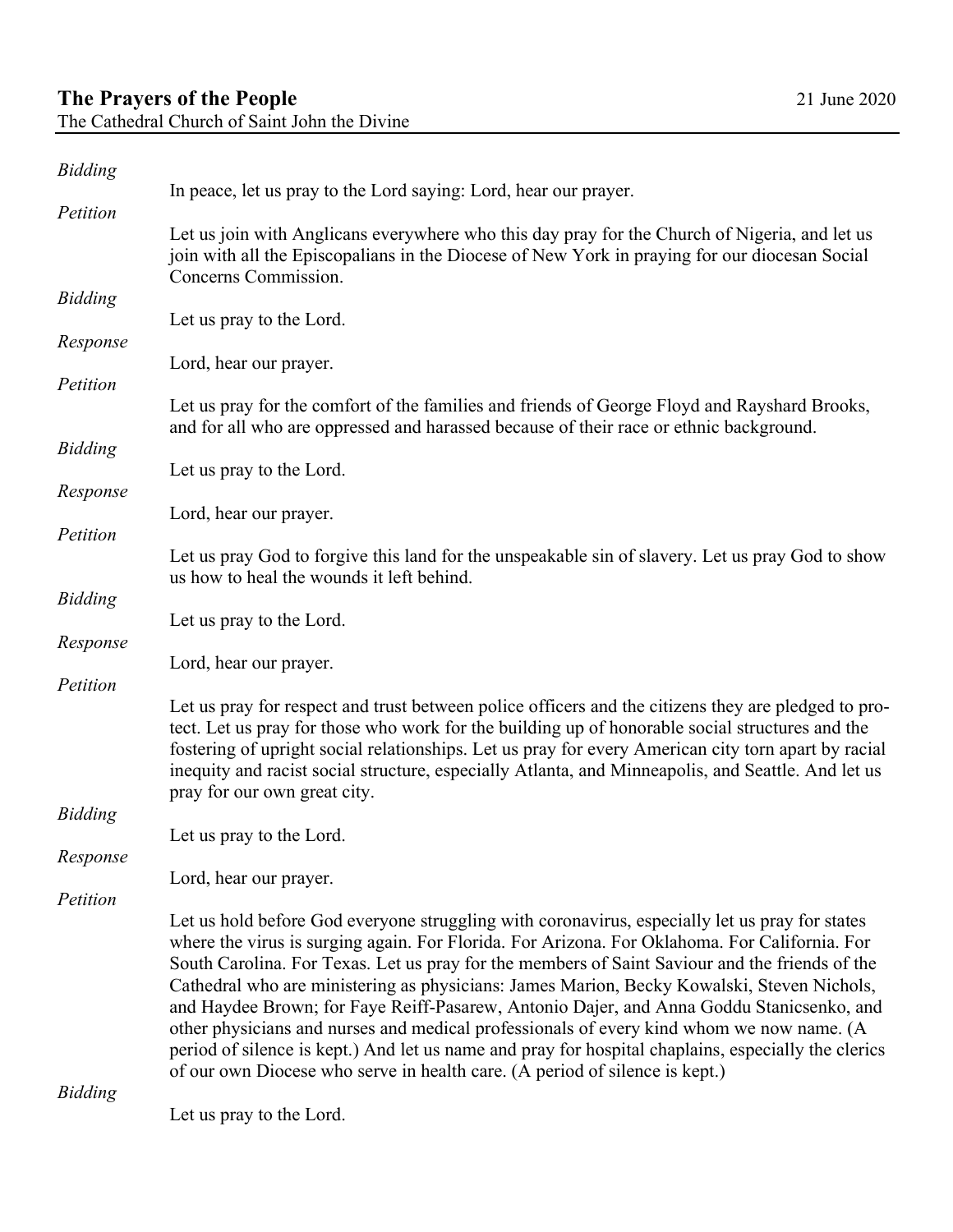# The Prayers of the People

21 June 2020

The Cathedral Church of Saint John the Divine

*Bidding*

In peace, let us pray to the Lord saying: Lord, hear our prayer.

*Petition*

Let us join with Anglicans everywhere who this day pray for the Church of Nigeria, and let us join with all the Episcopalians in the Diocese of New York in praying for our diocesan Social Concerns Commission.

*Bidding*

Let us pray to the Lord.

*Response*

Lord, hear our prayer.

*Petition*

Let us pray for the comfort of the families and friends of George Floyd and Rayshard Brooks, and for all who are oppressed and harassed because of their race or ethnic background.

*Bidding*

Let us pray to the Lord.

*Response*

Lord, hear our prayer.

*Petition*

Let us pray God to forgive this land for the unspeakable sin of slavery. Let us pray God to show us how to heal the wounds it left behind.

*Bidding*

Let us pray to the Lord.

*Response*

Lord, hear our prayer.

*Petition*

Let us pray for respect and trust between police officers and the citizens they are pledged to protect. Let us pray for those who work for the building up of honorable social structures and the fostering of upright social relationships. Let us pray for every American city torn apart by racial inequity and racist social structure, especially Atlanta, and Minneapolis, and Seattle. And let us pray for our own great city.

*Bidding*

Let us pray to the Lord.

*Response*

Lord, hear our prayer.

*Petition*

Let us hold before God everyone struggling with coronavirus, especially let us pray for states where the virus is surging again. For Florida. For Arizona. For Oklahoma. For California. For South Carolina. For Texas. Let us pray for the members of Saint Saviour and the friends of the Cathedral who are ministering as physicians: James Marion, Becky Kowalski, Steven Nichols, and Haydee Brown; for Faye Reiff-Pasarew, Antonio Dajer, and Anna Goddu Stanicsenko, and other physicians and nurses and medical professionals of every kind whom we now name. (A period of silence is kept.) And let us name and pray for hospital chaplains, especially the clerics of our own Diocese who serve in health care. (A period of silence is kept.)

*Bidding*

Let us pray to the Lord.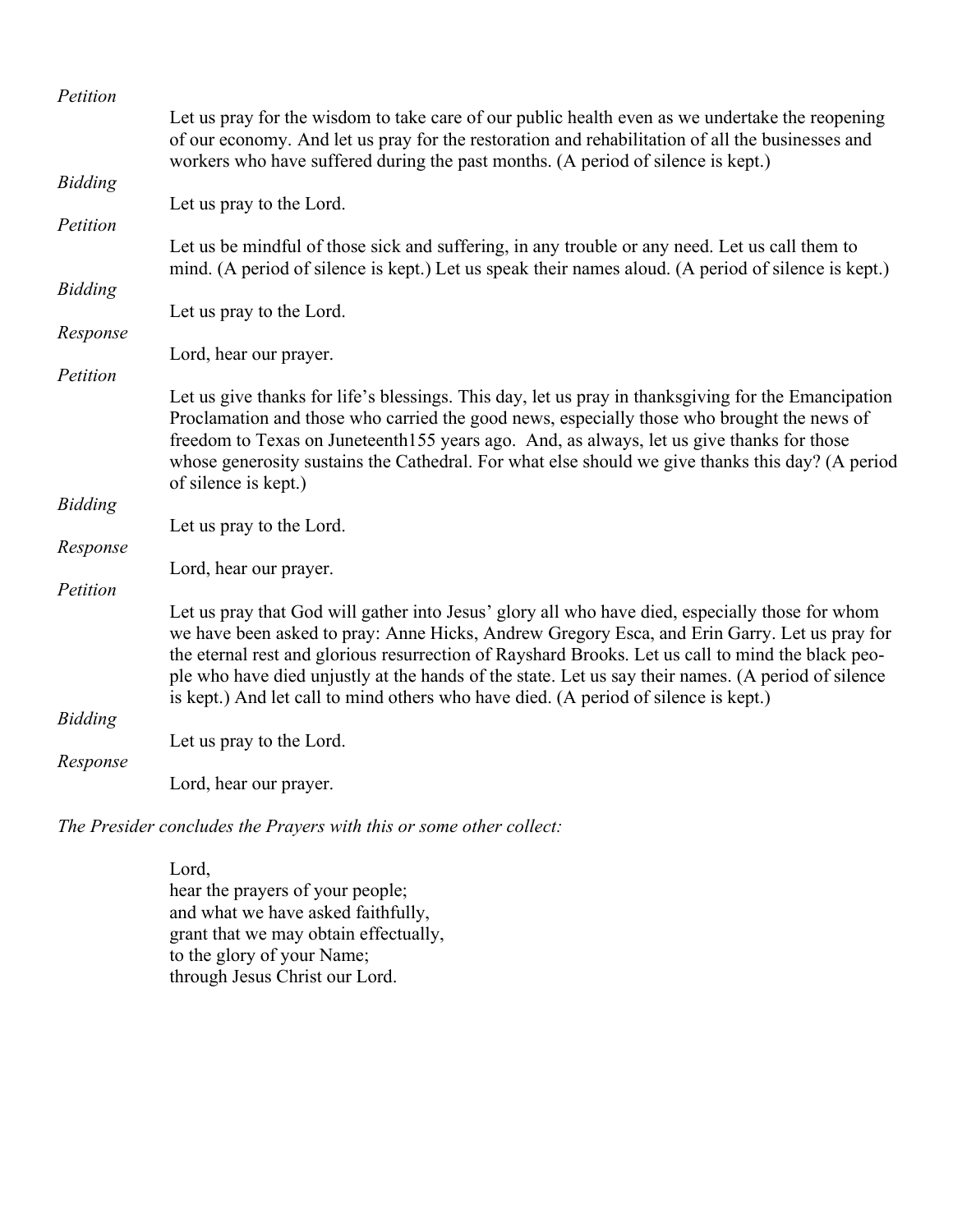*Petition*

Let us pray for the wisdom to take care of our public health even as we undertake the reopening of our economy. And let us pray for the restoration and rehabilitation of all the businesses and workers who have suffered during the past months. (A period of silence is kept.)

*Bidding*

Let us pray to the Lord.

*Petition*

Let us be mindful of those sick and suffering, in any trouble or any need. Let us call them to mind. (A period of silence is kept.) Let us speak their names aloud. (A period of silence is kept.)

*Bidding*

Let us pray to the Lord.

*Response*

Lord, hear our prayer.

*Petition*

Let us give thanks for life's blessings. This day, let us pray in thanksgiving for the Emancipation Proclamation and those who carried the good news, especially those who brought the news of freedom to Texas on Juneteenth155 years ago. And, as always, let us give thanks for those whose generosity sustains the Cathedral. For what else should we give thanks this day? (A period of silence is kept.)

*Bidding*

Let us pray to the Lord.

*Response*

Lord, hear our prayer.

*Petition*

Let us pray that God will gather into Jesus' glory all who have died, especially those for whom we have been asked to pray: Anne Hicks, Andrew Gregory Esca, and Erin Garry. Let us pray for the eternal rest and glorious resurrection of Rayshard Brooks. Let us call to mind the black people who have died unjustly at the hands of the state. Let us say their names. (A period of silence is kept.) And let call to mind others who have died. (A period of silence is kept.)

*Bidding*

Let us pray to the Lord.

*Response*

Lord, hear our prayer.

*The Presider concludes the Prayers with this or some other collect:*

Lord,
hear the prayers of your people;
and what we have asked faithfully,
grant that we may obtain effectually,
to the glory of your Name;
through Jesus Christ our Lord.